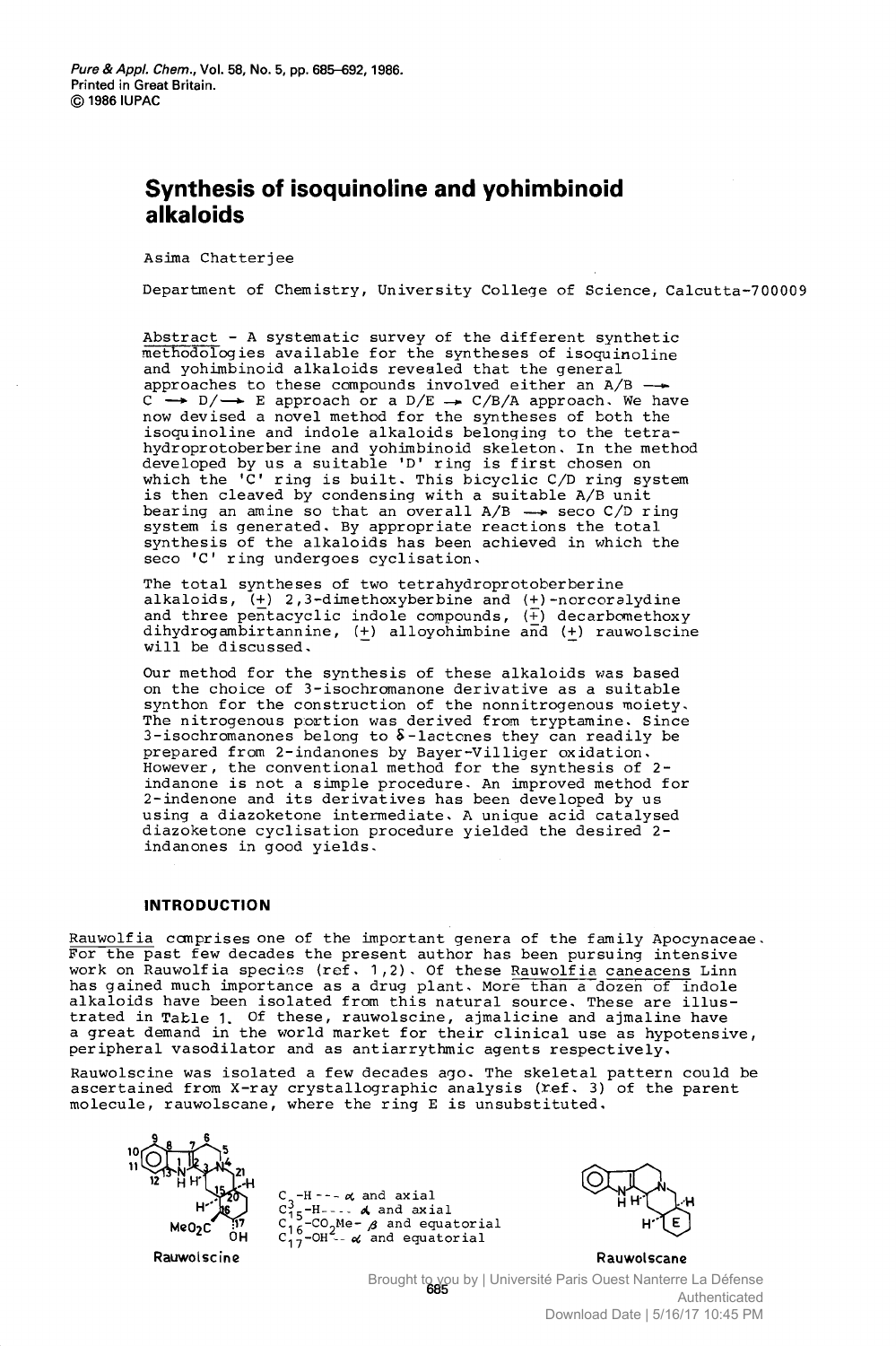# Synthesis of isoquinoline and yohimbinoid alkaloids

Asima Chatterjee

Department of Chemistry, University College of Science, Calcutta-700009

Abstract - A systematic survey of the different synthetic methodologies available for the syntheses of isoquinoline and yohimbinoid alkaloids revealed that the general approaches to these compounds involved either an A/B → C → D/→ E approach or a D/E → C/B/A approach. We have now devised a novel method for the syntheses of both the isoquinoline and indole alkaloids belonging to the tetrahydroprotoberberine and yohimbinoid skeleton. In the method developed by us a suitable 'D' ring is first chosen on which the 'C' ring is built. This bicyclic C/D ring system is then cleaved by condensing with a suitable A/B unit bearing an amine so that an overall A/B → seco C/D ring system is generated. By appropriate reactions the total synthesis of the alkaloids has been achieved in which the seco 'C' ring undergoes cyclisation.

The total syntheses of two tetrahydroprotoberberine alkaloids, (±) 2,3-dimethoxyberbine and (±)-norcoralydine and three pentacyclic indole compounds, (±) decarbomethoxy dihydrogambirtannine, (±) alloyohimbine and (±) rauwolscine will be discussed.

Our method for the synthesis of these alkaloids was based on the choice of 3-isochromanone derivative as a suitable synthon for the construction of the nonnitrogenous moiety. The nitrogenous portion was derived from tryptamine. Since 3-isochromanones belong to δ-lactones they can readily be prepared from 2-indanones by Bayer-Villiger oxidation. However, the conventional method for the synthesis of 2-indanone is not a simple procedure. An improved method for 2-indenone and its derivatives has been developed by us using a diazoketone intermediate. A unique acid catalysed diazoketone cyclisation procedure yielded the desired 2-indanones in good yields.

## INTRODUCTION

Rauwolfia comprises one of the important genera of the family Apocynaceae. For the past few decades the present author has been pursuing intensive work on Rauwolfia species (ref. 1,2). Of these Rauwolfia caneacens Linn has gained much importance as a drug plant. More than a dozen of indole alkaloids have been isolated from this natural source. These are illustrated in Table 1. Of these, rauwolscine, ajmalicine and ajmaline have a great demand in the world market for their clinical use as hypotensive, peripheral vasodilator and as antiarrythmic agents respectively.

Rauwolscine was isolated a few decades ago. The skeletal pattern could be ascertained from X-ray crystallographic analysis (ref. 3) of the parent molecule, rauwolscane, where the ring E is unsubstituted.

Rauwolscine

$C_3$-H --- α and axial
$C_{15}$-H ---- α and axial
$C_{16}$-$CO_2Me$- β and equatorial
$C_{17}$-OH-- α and equatorial

Rauwolscane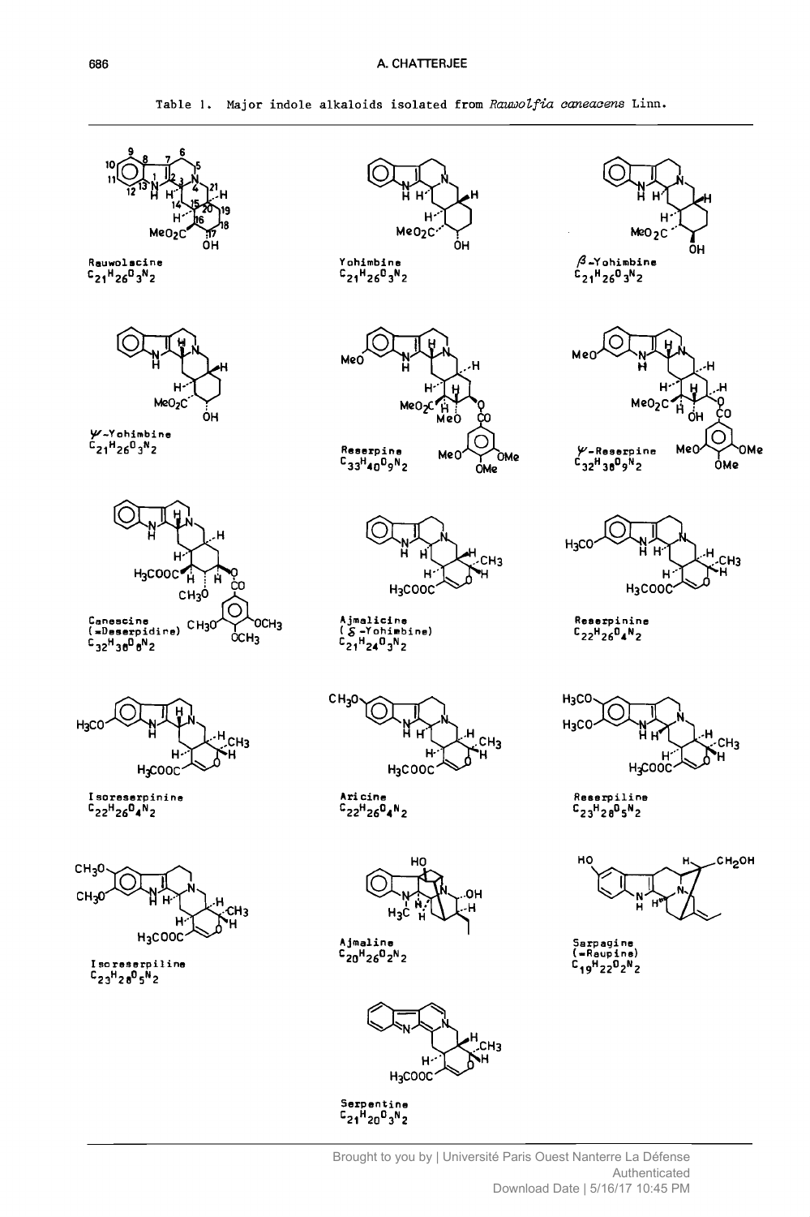Table 1. Major indole alkaloids isolated from *Rauwolfia caneacens* Linn.

Rauwolscine
$C_{21}H_{26}O_3N_2$

Yohimbine
$C_{21}H_{26}O_3N_2$

$\beta$-Yohimbine
$C_{21}H_{26}O_3N_2$

$\psi$-Yohimbine
$C_{21}H_{26}O_3N_2$

Reserpine
$C_{33}H_{40}O_9N_2$

$\psi$-Reserpine
$C_{32}H_{38}O_9N_2$

Canescine
(=Deserpidine)
$C_{32}H_{38}O_8N_2$

Ajmalicine
($\delta$-Yohimbine)
$C_{21}H_{24}O_3N_2$

Reserpinine
$C_{22}H_{26}O_4N_2$

Isoreserpinine
$C_{22}H_{26}O_4N_2$

Aricine
$C_{22}H_{26}O_4N_2$

Reserpiline
$C_{23}H_{28}O_5N_2$

Isoreserpiline
$C_{23}H_{28}O_5N_2$

Ajmaline
$C_{20}H_{26}O_2N_2$

Sarpagine
(=Raupine)
$C_{19}H_{22}O_2N_2$

Serpentine
$C_{21}H_{20}O_3N_2$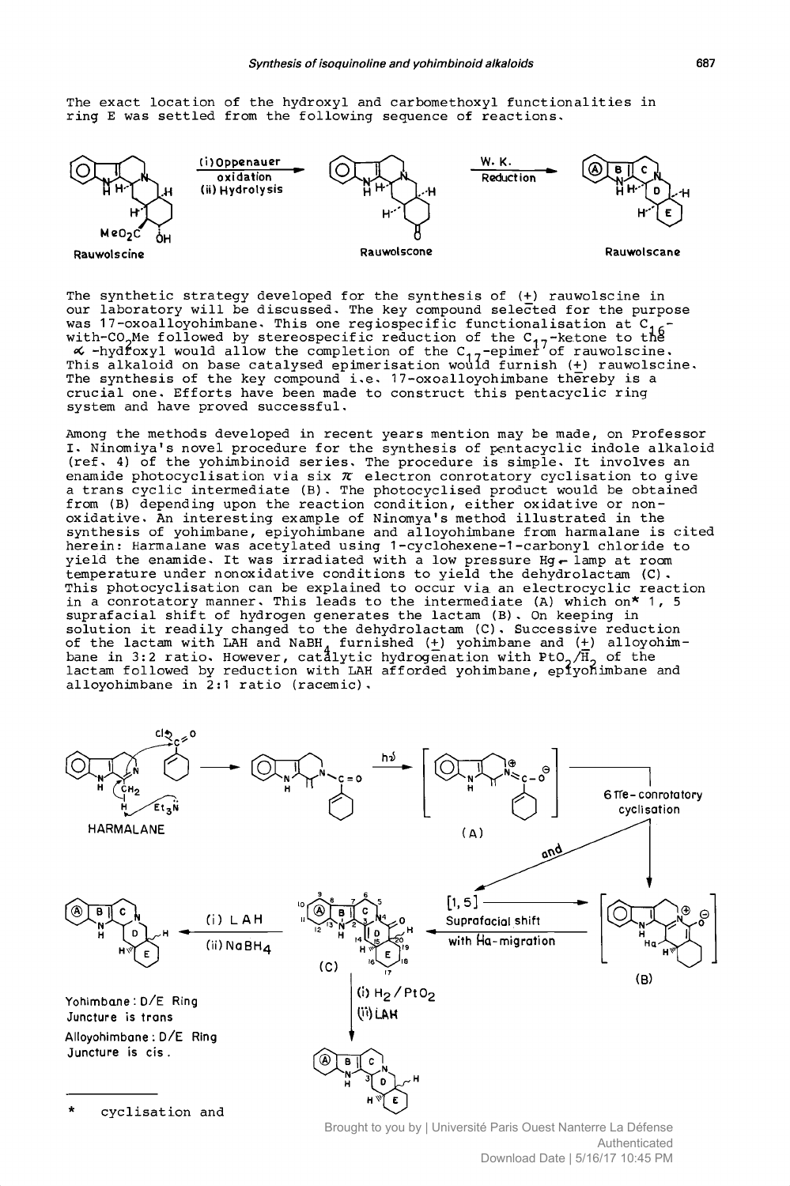The exact location of the hydroxyl and carbomethoxyl functionalities in ring E was settled from the following sequence of reactions.

The synthetic strategy developed for the synthesis of (+) rauwolscine in our laboratory will be discussed. The key compound selected for the purpose was 17-oxoalloyohimbane. This one regiospecific functionalisation at $C_{16}$-with-$CO_2Me$ followed by stereospecific reduction of the $C_{17}$-ketone to the $\alpha$-hydroxyl would allow the completion of the $C_{17}$-epimer of rauwolscine. This alkaloid on base catalysed epimerisation would furnish (+) rauwolscine. The synthesis of the key compound i.e. 17-oxoalloyohimbane thereby is a crucial one. Efforts have been made to construct this pentacyclic ring system and have proved successful.

Among the methods developed in recent years mention may be made, on Professor I. Ninomiya's novel procedure for the synthesis of pentacyclic indole alkaloid (ref. 4) of the yohimbinoid series. The procedure is simple. It involves an enamide photocyclisation via six $\pi$ electron conrotatory cyclisation to give a trans cyclic intermediate (B). The photocyclised product would be obtained from (B) depending upon the reaction condition, either oxidative or non-oxidative. An interesting example of Ninomya's method illustrated in the synthesis of yohimbane, epiyohimbane and alloyohimbane from harmalane is cited herein: Harmalane was acetylated using 1-cyclohexene-1-carbonyl chloride to yield the enamide. It was irradiated with a low pressure Hg-lamp at room temperature under nonoxidative conditions to yield the dehydrolactam (C). This photocyclisation can be explained to occur via an electrocyclic reaction in a conrotatory manner. This leads to the intermediate (A) which on* 1, 5 suprafacial shift of hydrogen generates the lactam (B). On keeping in solution it readily changed to the dehydrolactam (C). Successive reduction of the lactam with LAH and $NaBH_4$ furnished (+) yohimbane and (+) alloyohimbane in 3:2 ratio. However, catalytic hydrogenation with $PtO_2/H_2$ of the lactam followed by reduction with LAH afforded yohimbane, epiyohimbane and alloyohimbane in 2:1 ratio (racemic).

Yohimbane: D/E Ring Juncture is trans

Alloyohimbane: D/E Ring Juncture is cis.

---

\* cyclisation and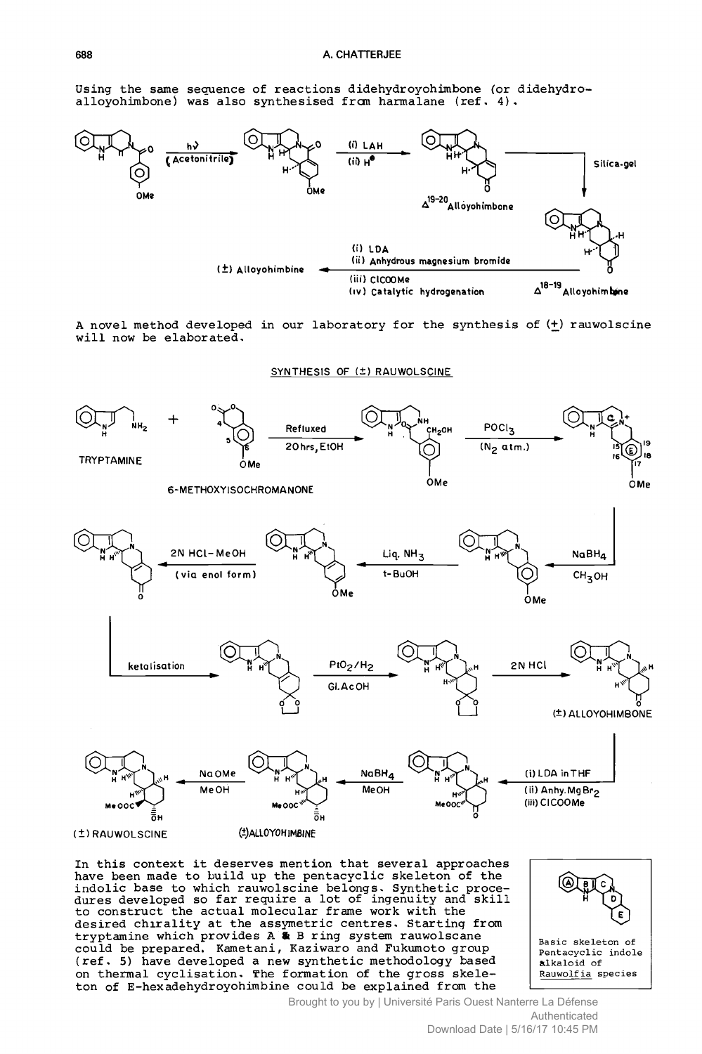Using the same sequence of reactions didehydroyohimbone (or didehydro-alloyohimbone) was also synthesised from harmalane (ref. 4).

A novel method developed in our laboratory for the synthesis of (±) rauwolscine will now be elaborated.

SYNTHESIS OF (±) RAUWOLSCINE

In this context it deserves mention that several approaches have been made to build up the pentacyclic skeleton of the indolic base to which rauwolscine belongs. Synthetic procedures developed so far require a lot of ingenuity and skill to construct the actual molecular frame work with the desired chirality at the assymetric centres. Starting from tryptamine which provides A & B ring system rauwolscane could be prepared. Kametani, Kaziwaro and Fukumoto group (ref. 5) have developed a new synthetic methodology based on thermal cyclisation. The formation of the gross skeleton of E-hexadehydroyohimbine could be explained from the

Basic skeleton of Pentacyclic indole alkaloid of *Rauwolfia* species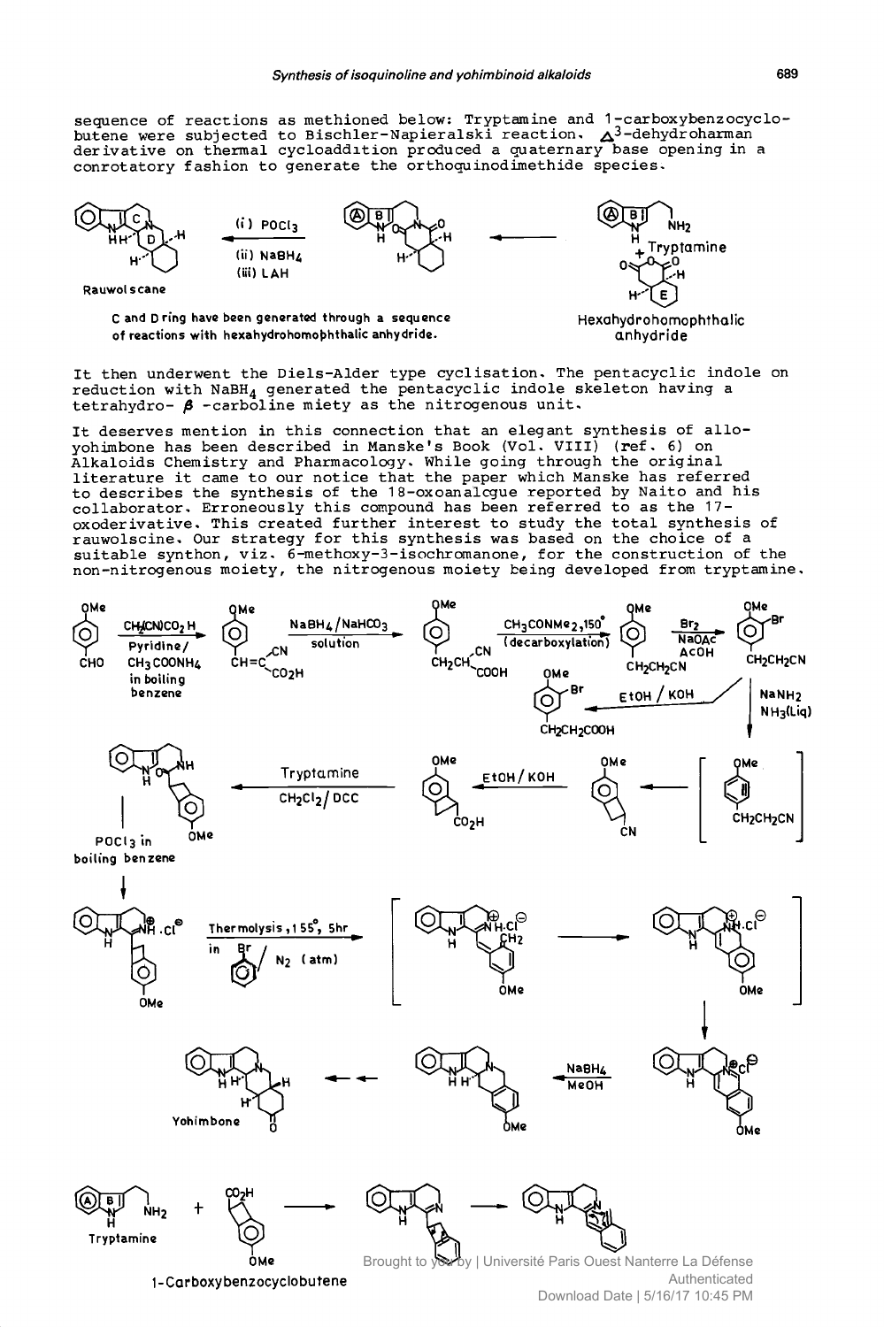sequence of reactions as methioned below: Tryptamine and 1-carboxybenzocyclobutene were subjected to Bischler-Napieralski reaction. $\Delta^3$-dehydroharman derivative on thermal cycloaddition produced a quaternary base opening in a conrotatory fashion to generate the orthoquinodimethide species.

Rauwolscane

(i) $POCl_3$ (ii) $NaBH_4$ (iii) LAH

Tryptamine

C and D ring have been generated through a sequence of reactions with hexahydrohomophthalic anhydride.

Hexahydrohomophthalic anhydride

It then underwent the Diels-Alder type cyclisation. The pentacyclic indole on reduction with $NaBH_4$ generated the pentacyclic indole skeleton having a tetrahydro- $\beta$ -caboline miety as the nitrogenous unit.

It deserves mention in this connection that an elegant synthesis of alloyohimbone has been described in Manske's Book (Vol. VIII) (ref. 6) on Alkaloids Chemistry and Pharmacology. While going through the original literature it came to our notice that the paper which Manske has referred to describes the synthesis of the 18-oxoanalcgue reported by Naito and his collaborator. Erroneously this compound has been referred to as the 17-oxoderivative. This created further interest to study the total synthesis of rauwolscine. Our strategy for this synthesis was based on the choice of a suitable synthon, viz. 6-methoxy-3-isochromanone, for the construction of the non-nitrogenous moiety, the nitrogenous moiety being developed from tryptamine.

$CH_2(CN)CO_2H$ Pyridine/ $CH_3COONH_4$ in boiling benzene

$NaBH_4/NaHCO_3$ solution

$CH_3CONMe_2$, 150° (decarboxylation)

$Br_2$ NaOAc AcOH

EtOH / KOH

$NaNH_2$ $NH_3$(Liq)

EtOH/KOH

Tryptamine $CH_2Cl_2$/ DCC

$POCl_3$ in boiling benzene

Thermolysis, 155°, 5hr in (bromobenzene) / $N_2$ (atm)

$NaBH_4$ MeOH

Yohimbone

Tryptamine

1-Carboxybenzocyclobutene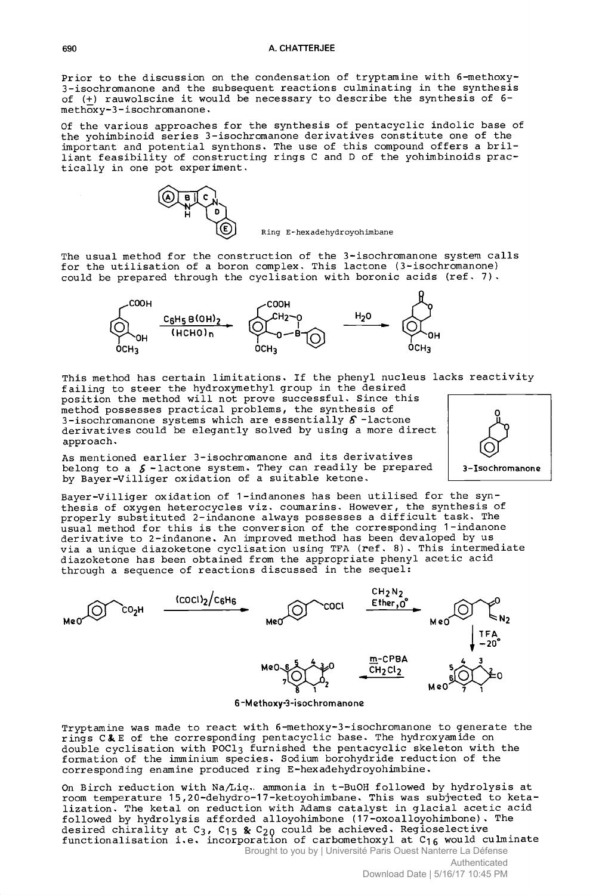Prior to the discussion on the condensation of tryptamine with 6-methoxy-3-isochromanone and the subsequent reactions culminating in the synthesis of (±) rauwolscine it would be necessary to describe the synthesis of 6-methoxy-3-isochromanone.

Of the various approaches for the synthesis of pentacyclic indolic base of the yohimbinoid series 3-isochromanone derivatives constitute one of the important and potential synthons. The use of this compound offers a brilliant feasibility of constructing rings C and D of the yohimbinoids practically in one pot experiment.

Ring E-hexadehydroyohimbane

The usual method for the construction of the 3-isochromanone system calls for the utilisation of a boron complex. This lactone (3-isochromanone) could be prepared through the cyclisation with boronic acids (ref. 7).

$C_6H_5B(OH)_2$ / $(HCHO)_n$ ; $H_2O$

This method has certain limitations. If the phenyl nucleus lacks reactivity failing to steer the hydroxymethyl group in the desired position the method will not prove successful. Since this method possesses practical problems, the synthesis of 3-isochromanone systems which are essentially $\delta$-lactone derivatives could be elegantly solved by using a more direct approach.

3-Isochromanone

As mentioned earlier 3-isochromanone and its derivatives belong to a $\delta$-lactone system. They can readily be prepared by Bayer-Villiger oxidation of a suitable ketone.

Bayer-Villiger oxidation of 1-indanones has been utilised for the synthesis of oxygen heterocycles viz. coumarins. However, the synthesis of properly substituted 2-indanone always possesses a difficult task. The usual method for this is the conversion of the corresponding 1-indanone derivative to 2-indanone. An improved method has been devaloped by us via a unique diazoketone cyclisation using TFA (ref. 8). This intermediate diazoketone has been obtained from the appropriate phenyl acetic acid through a sequence of reactions discussed in the sequel:

$(COCl)_2/C_6H_6$ ; $CH_2N_2$, Ether, 0° ; TFA, −20° ; m-CPBA, $CH_2Cl_2$

6-Methoxy-3-isochromanone

Tryptamine was made to react with 6-methoxy-3-isochromanone to generate the rings C & E of the corresponding pentacyclic base. The hydroxyamide on double cyclisation with $POCl_3$ furnished the pentacyclic skeleton with the formation of the imminium species. Sodium borohydride reduction of the corresponding enamine produced ring E-hexadehydroyohimbine.

On Birch reduction with Na/Liq. ammonia in t-BuOH followed by hydrolysis at room temperature 15,20-dehydro-17-ketoyohimbane. This was subjected to ketalization. The ketal on reduction with Adams catalyst in glacial acetic acid followed by hydrolysis afforded alloyohimbone (17-oxoalloyohimbone). The desired chirality at $C_3$, $C_{15}$ & $C_{20}$ could be achieved. Regioselective functionalisation i.e. incorporation of carbomethoxyl at $C_{16}$ would culminate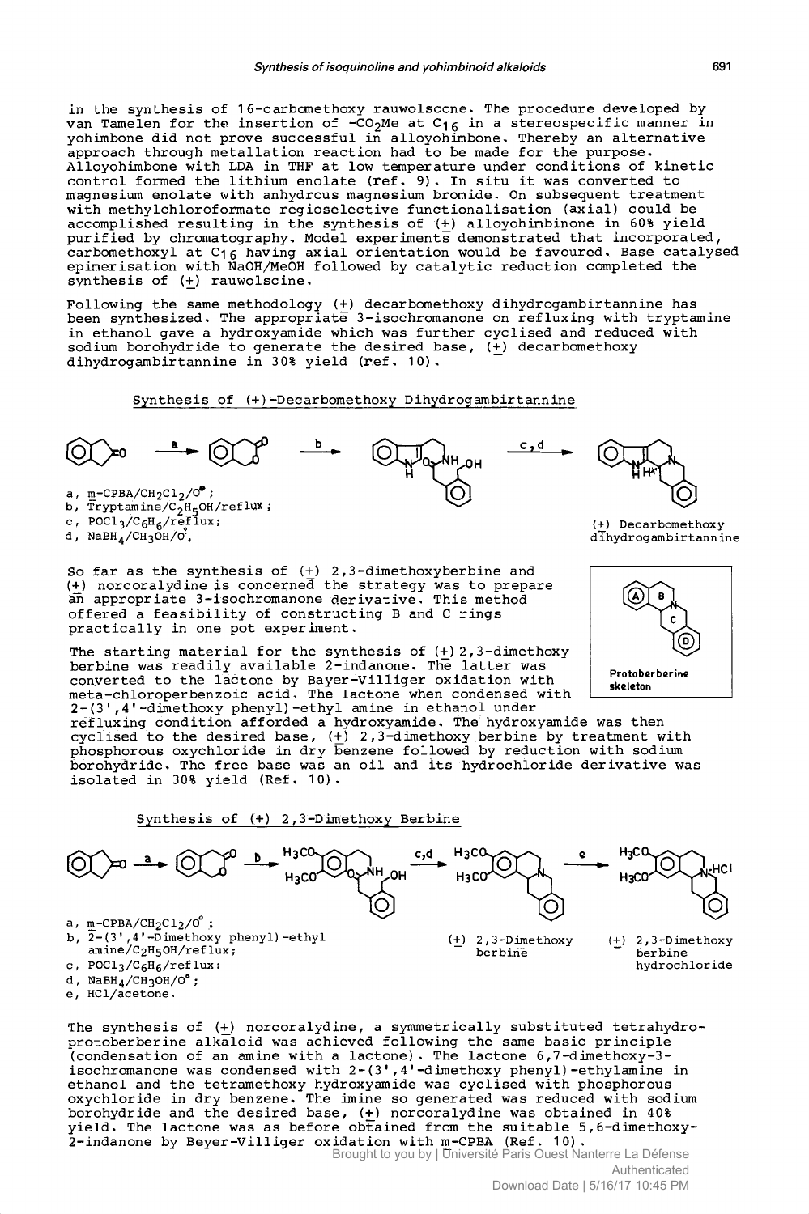in the synthesis of 16-carbomethoxy rauwolscone. The procedure developed by van Tamelen for the insertion of $-CO_2Me$ at $C_{16}$ in a stereospecific manner in yohimbone did not prove successful in alloyohimbone. Thereby an alternative approach through metallation reaction had to be made for the purpose. Alloyohimbone with LDA in THF at low temperature under conditions of kinetic control formed the lithium enolate (ref. 9). In situ it was converted to magnesium enolate with anhydrous magnesium bromide. On subsequent treatment with methylchloroformate regioselective functionalisation (axial) could be accomplished resulting in the synthesis of (±) alloyohimbinone in 60% yield purified by chromatography. Model experiments demonstrated that incorporated, carbomethoxyl at $C_{16}$ having axial orientation would be favoured. Base catalysed epimerisation with NaOH/MeOH followed by catalytic reduction completed the synthesis of (±) rauwolscine.

Following the same methodology (±) decarbomethoxy dihydrogambirtannine has been synthesized. The appropriate 3-isochromanone on refluxing with tryptamine in ethanol gave a hydroxyamide which was further cyclised and reduced with sodium borohydride to generate the desired base, (±) decarbomethoxy dihydrogambirtannine in 30% yield (ref. 10).

Synthesis of (±)-Decarbomethoxy Dihydrogambirtannine

a, m-CPBA/$CH_2Cl_2$/0°;
b, Tryptamine/$C_2H_5OH$/reflux;
c, $POCl_3$/$C_6H_6$/reflux;
d, $NaBH_4$/$CH_3OH$/0°.

(±) Decarbomethoxy dihydrogambirtannine

So far as the synthesis of (±) 2,3-dimethoxyberbine and (±) norcoralydine is concerned the strategy was to prepare an appropriate 3-isochromanone derivative. This method offered a feasibility of constructing B and C rings practically in one pot experiment.

Protoberberine skeleton

The starting material for the synthesis of (±) 2,3-dimethoxy berbine was readily available 2-indanone. The latter was converted to the lactone by Bayer-Villiger oxidation with meta-chloroperbenzoic acid. The lactone when condensed with 2-(3',4'-dimethoxy phenyl)-ethyl amine in ethanol under refluxing condition afforded a hydroxyamide. The hydroxyamide was then cyclised to the desired base, (±) 2,3-dimethoxy berbine by treatment with phosphorous oxychloride in dry benzene followed by reduction with sodium borohydride. The free base was an oil and its hydrochloride derivative was isolated in 30% yield (Ref. 10).

Synthesis of (±) 2,3-Dimethoxy Berbine

a, m-CPBA/$CH_2Cl_2$/0°;
b, 2-(3',4'-Dimethoxy phenyl)-ethyl amine/$C_2H_5OH$/reflux;
c, $POCl_3$/$C_6H_6$/reflux;
d, $NaBH_4$/$CH_3OH$/0°;
e, HCl/acetone.

(±) 2,3-Dimethoxy berbine

(±) 2,3-Dimethoxy berbine hydrochloride

The synthesis of (±) norcoralydine, a symmetrically substituted tetrahydro-protoberberine alkaloid was achieved following the same basic principle (condensation of an amine with a lactone). The lactone 6,7-dimethoxy-3-isochromanone was condensed with 2-(3',4'-dimethoxy phenyl)-ethylamine in ethanol and the tetramethoxy hydroxyamide was cyclised with phosphorous oxychloride in dry benzene. The imine so generated was reduced with sodium borohydride and the desired base, (±) norcoralydine was obtained in 40% yield. The lactone was as before obtained from the suitable 5,6-dimethoxy-2-indanone by Beyer-Villiger oxidation with m-CPBA (Ref. 10).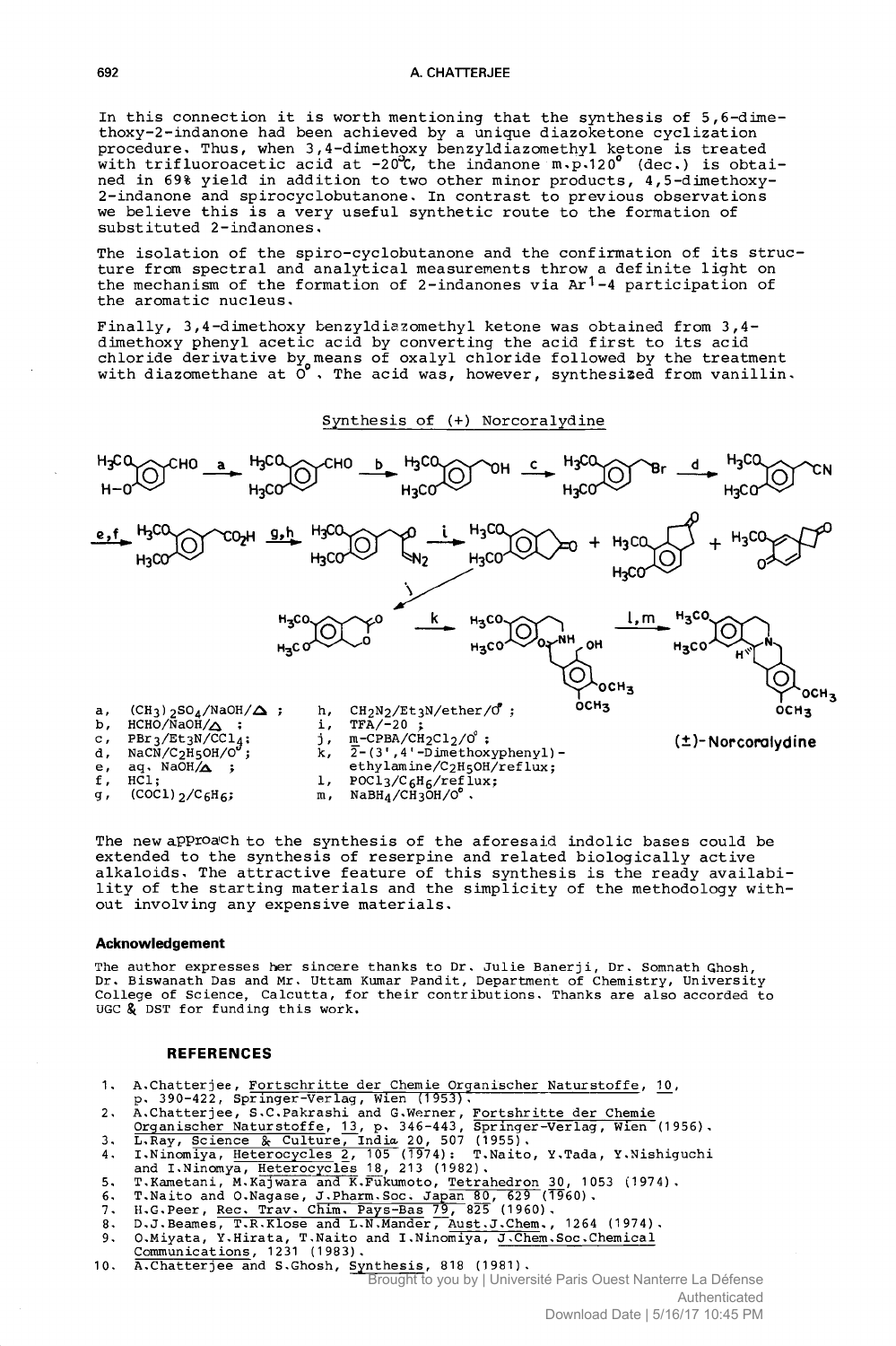In this connection it is worth mentioning that the synthesis of 5,6-dimethoxy-2-indanone had been achieved by a unique diazoketone cyclization procedure. Thus, when 3,4-dimethoxy benzyldiazomethyl ketone is treated with trifluoroacetic acid at -20°C, the indanone m.p.120° (dec.) is obtained in 69% yield in addition to two other minor products, 4,5-dimethoxy-2-indanone and spirocyclobutanone. In contrast to previous observations we believe this is a very useful synthetic route to the formation of substituted 2-indanones.

The isolation of the spiro-cyclobutanone and the confirmation of its structure from spectral and analytical measurements throw a definite light on the mechanism of the formation of 2-indanones via $Ar^1$-4 participation of the aromatic nucleus.

Finally, 3,4-dimethoxy benzyldiazomethyl ketone was obtained from 3,4-dimethoxy phenyl acetic acid by converting the acid first to its acid chloride derivative by means of oxalyl chloride followed by the treatment with diazomethane at 0°. The acid was, however, synthesized from vanillin.

Synthesis of (±) Norcoralydine

(±)-Norcoralydine

a, $(CH_3)_2SO_4$/NaOH/Δ ;
b, HCHO/NaOH/Δ ;
c, $PBr_3$/$Et_3N$/$CCl_4$;
d, NaCN/$C_2H_5OH$/0°;
e, aq. NaOH/Δ ;
f, HCl;
g, $(COCl)_2$/$C_6H_6$;
h, $CH_2N_2$/$Et_3N$/ether/0° ;
i, TFA/-20 ;
j, m-CPBA/$CH_2Cl_2$/0° ;
k, 2-(3',4'-Dimethoxyphenyl)-ethylamine/$C_2H_5OH$/reflux;
l, $POCl_3$/$C_6H_6$/reflux;
m, $NaBH_4$/$CH_3OH$/0°.

The new approach to the synthesis of the aforesaid indolic bases could be extended to the synthesis of reserpine and related biologically active alkaloids. The attractive feature of this synthesis is the ready availability of the starting materials and the simplicity of the methodology without involving any expensive materials.

### Acknowledgement

The author expresses her sincere thanks to Dr. Julie Banerji, Dr. Somnath Ghosh, Dr. Biswanath Das and Mr. Uttam Kumar Pandit, Department of Chemistry, University College of Science, Calcutta, for their contributions. Thanks are also accorded to UGC & DST for funding this work.

### REFERENCES

1. A.Chatterjee, Fortschritte der Chemie Organischer Naturstoffe, 10, p. 390-422, Springer-Verlag, Wien (1953).
2. A.Chatterjee, S.C.Pakrashi and G.Werner, Fortshritte der Chemie Organischer Naturstoffe, 13, p. 346-443, Springer-Verlag, Wien (1956).
3. L.Ray, Science & Culture, India 20, 507 (1955).
4. I.Ninomiya, Heterocycles 2, 105 (1974): T.Naito, Y.Tada, Y.Nishiguchi and I.Ninomya, Heterocycles 18, 213 (1982).
5. T.Kametani, M.Kajwara and K.Fukumoto, Tetrahedron 30, 1053 (1974).
6. T.Naito and O.Nagase, J.Pharm.Soc. Japan 80, 629 (1960).
7. H.G.Peer, Rec. Trav. Chim. Pays-Bas 79, 825 (1960).
8. D.J.Beames, T.R.Klose and L.N.Mander, Aust.J.Chem., 1264 (1974).
9. O.Miyata, Y.Hirata, T.Naito and I.Ninomiya, J.Chem.Soc.Chemical Communications, 1231 (1983).
10. A.Chatterjee and S.Ghosh, Synthesis, 818 (1981).